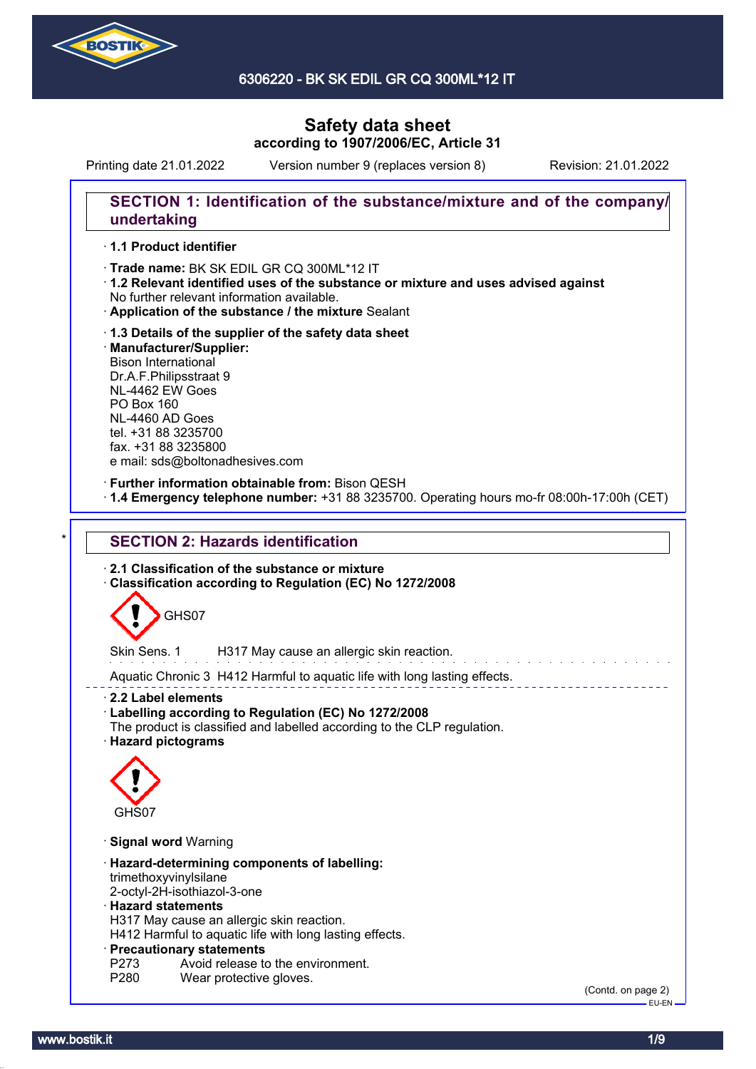# 6306220 - BK SK EDIL GR CQ 300ML*12 IT

## Safety data sheet
**according to 1907/2006/EC, Article 31**

Printing date 21.01.2022 Version number 9 (replaces version 8) Revision: 21.01.2022

## SECTION 1: Identification of the substance/mixture and of the company/undertaking

· **1.1 Product identifier**

· **Trade name:** BK SK EDIL GR CQ 300ML*12 IT
· **1.2 Relevant identified uses of the substance or mixture and uses advised against**
No further relevant information available.
· **Application of the substance / the mixture** Sealant

· **1.3 Details of the supplier of the safety data sheet**
· **Manufacturer/Supplier:**
Bison International
Dr.A.F.Philipsstraat 9
NL-4462 EW Goes
PO Box 160
NL-4460 AD Goes
tel. +31 88 3235700
fax. +31 88 3235800
e mail: sds@boltonadhesives.com

· **Further information obtainable from:** Bison QESH
· **1.4 Emergency telephone number:** +31 88 3235700. Operating hours mo-fr 08:00h-17:00h (CET)

## SECTION 2: Hazards identification

· **2.1 Classification of the substance or mixture**
· **Classification according to Regulation (EC) No 1272/2008**

GHS07

Skin Sens. 1 H317 May cause an allergic skin reaction.

Aquatic Chronic 3 H412 Harmful to aquatic life with long lasting effects.

· **2.2 Label elements**
· **Labelling according to Regulation (EC) No 1272/2008**
The product is classified and labelled according to the CLP regulation.
· **Hazard pictograms**

GHS07

· **Signal word** Warning

· **Hazard-determining components of labelling:**
trimethoxyvinylsilane
2-octyl-2H-isothiazol-3-one
· **Hazard statements**
H317 May cause an allergic skin reaction.
H412 Harmful to aquatic life with long lasting effects.
· **Precautionary statements**
P273 Avoid release to the environment.
P280 Wear protective gloves.

(Contd. on page 2)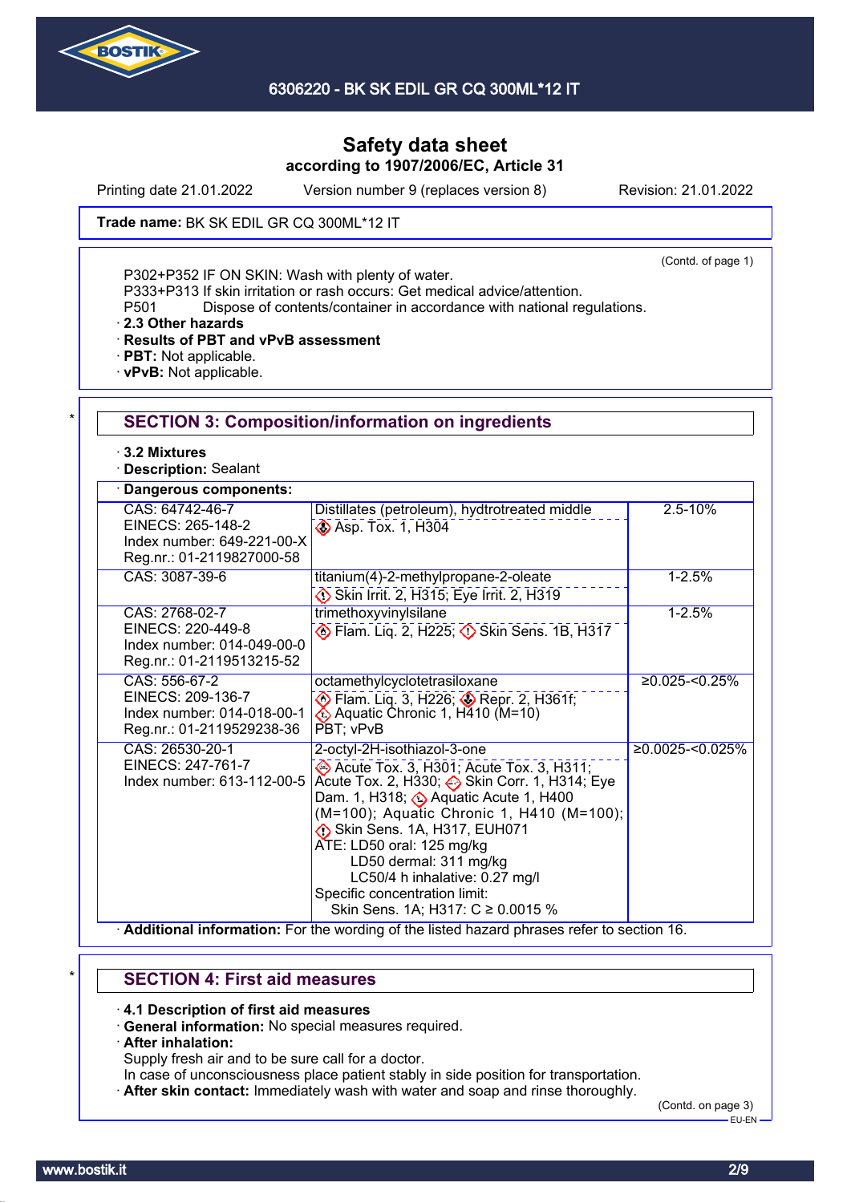**Trade name:** BK SK EDIL GR CQ 300ML*12 IT

(Contd. of page 1)

P302+P352 IF ON SKIN: Wash with plenty of water.
P333+P313 If skin irritation or rash occurs: Get medical advice/attention.
P501 Dispose of contents/container in accordance with national regulations.

· **2.3 Other hazards**
· **Results of PBT and vPvB assessment**
· **PBT:** Not applicable.
· **vPvB:** Not applicable.

## SECTION 3: Composition/information on ingredients

· **3.2 Mixtures**
· **Description:** Sealant

· **Dangerous components:**

| Identifiers | Name / Classification | Concentration |
|---|---|---|
| CAS: 64742-46-7<br>EINECS: 265-148-2<br>Index number: 649-221-00-X<br>Reg.nr.: 01-2119827000-58 | Distillates (petroleum), hydtrotreated middle<br>Asp. Tox. 1, H304 | 2.5-10% |
| CAS: 3087-39-6 | titanium(4)-2-methylpropane-2-oleate<br>Skin Irrit. 2, H315; Eye Irrit. 2, H319 | 1-2.5% |
| CAS: 2768-02-7<br>EINECS: 220-449-8<br>Index number: 014-049-00-0<br>Reg.nr.: 01-2119513215-52 | trimethoxyvinylsilane<br>Flam. Liq. 2, H225; Skin Sens. 1B, H317 | 1-2.5% |
| CAS: 556-67-2<br>EINECS: 209-136-7<br>Index number: 014-018-00-1<br>Reg.nr.: 01-2119529238-36 | octamethylcyclotetrasiloxane<br>Flam. Liq. 3, H226; Repr. 2, H361f; Aquatic Chronic 1, H410 (M=10)<br>PBT; vPvB | ≥0.025-<0.25% |
| CAS: 26530-20-1<br>EINECS: 247-761-7<br>Index number: 613-112-00-5 | 2-octyl-2H-isothiazol-3-one<br>Acute Tox. 3, H301; Acute Tox. 3, H311; Acute Tox. 2, H330; Skin Corr. 1, H314; Eye Dam. 1, H318; Aquatic Acute 1, H400 (M=100); Aquatic Chronic 1, H410 (M=100); Skin Sens. 1A, H317, EUH071<br>ATE: LD50 oral: 125 mg/kg<br>LD50 dermal: 311 mg/kg<br>LC50/4 h inhalative: 0.27 mg/l<br>Specific concentration limit:<br>Skin Sens. 1A; H317: C ≥ 0.0015 % | ≥0.0025-<0.025% |

· **Additional information:** For the wording of the listed hazard phrases refer to section 16.

## SECTION 4: First aid measures

· **4.1 Description of first aid measures**
· **General information:** No special measures required.
· **After inhalation:**
Supply fresh air and to be sure call for a doctor.
In case of unconsciousness place patient stably in side position for transportation.
· **After skin contact:** Immediately wash with water and soap and rinse thoroughly.

(Contd. on page 3)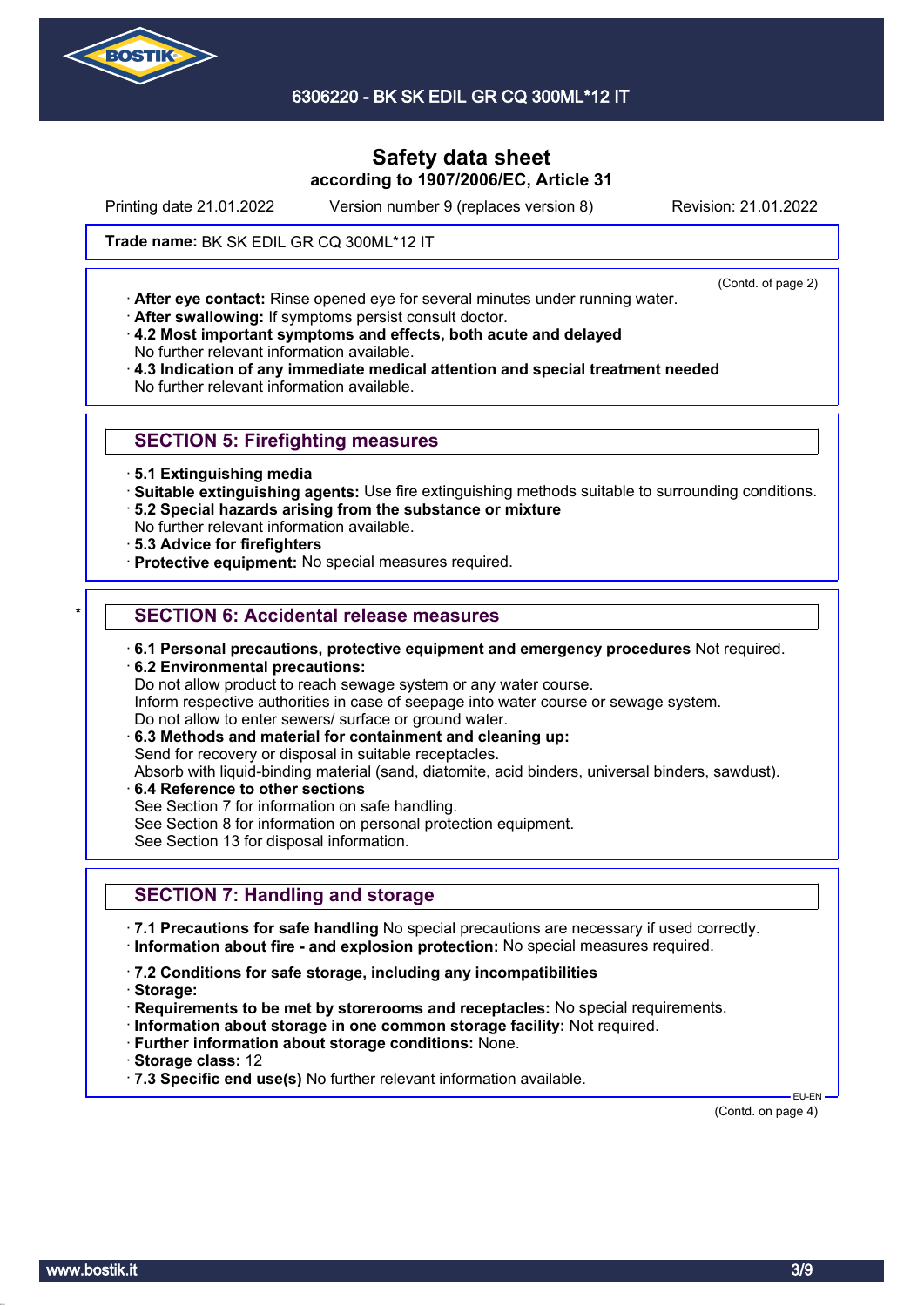# Safety data sheet

**according to 1907/2006/EC, Article 31**

Printing date 21.01.2022 Version number 9 (replaces version 8) Revision: 21.01.2022

**Trade name:** BK SK EDIL GR CQ 300ML*12 IT

(Contd. of page 2)

- **After eye contact:** Rinse opened eye for several minutes under running water.
- **After swallowing:** If symptoms persist consult doctor.
- **4.2 Most important symptoms and effects, both acute and delayed**
  No further relevant information available.
- **4.3 Indication of any immediate medical attention and special treatment needed**
  No further relevant information available.

## SECTION 5: Firefighting measures

- **5.1 Extinguishing media**
- **Suitable extinguishing agents:** Use fire extinguishing methods suitable to surrounding conditions.
- **5.2 Special hazards arising from the substance or mixture**
  No further relevant information available.
- **5.3 Advice for firefighters**
- **Protective equipment:** No special measures required.

## * SECTION 6: Accidental release measures

- **6.1 Personal precautions, protective equipment and emergency procedures** Not required.
- **6.2 Environmental precautions:**
  Do not allow product to reach sewage system or any water course.
  Inform respective authorities in case of seepage into water course or sewage system.
  Do not allow to enter sewers/ surface or ground water.
- **6.3 Methods and material for containment and cleaning up:**
  Send for recovery or disposal in suitable receptacles.
  Absorb with liquid-binding material (sand, diatomite, acid binders, universal binders, sawdust).
- **6.4 Reference to other sections**
  See Section 7 for information on safe handling.
  See Section 8 for information on personal protection equipment.
  See Section 13 for disposal information.

## SECTION 7: Handling and storage

- **7.1 Precautions for safe handling** No special precautions are necessary if used correctly.
- **Information about fire - and explosion protection:** No special measures required.

- **7.2 Conditions for safe storage, including any incompatibilities**
- **Storage:**
- **Requirements to be met by storerooms and receptacles:** No special requirements.
- **Information about storage in one common storage facility:** Not required.
- **Further information about storage conditions:** None.
- **Storage class:** 12
- **7.3 Specific end use(s)** No further relevant information available.

EU-EN

(Contd. on page 4)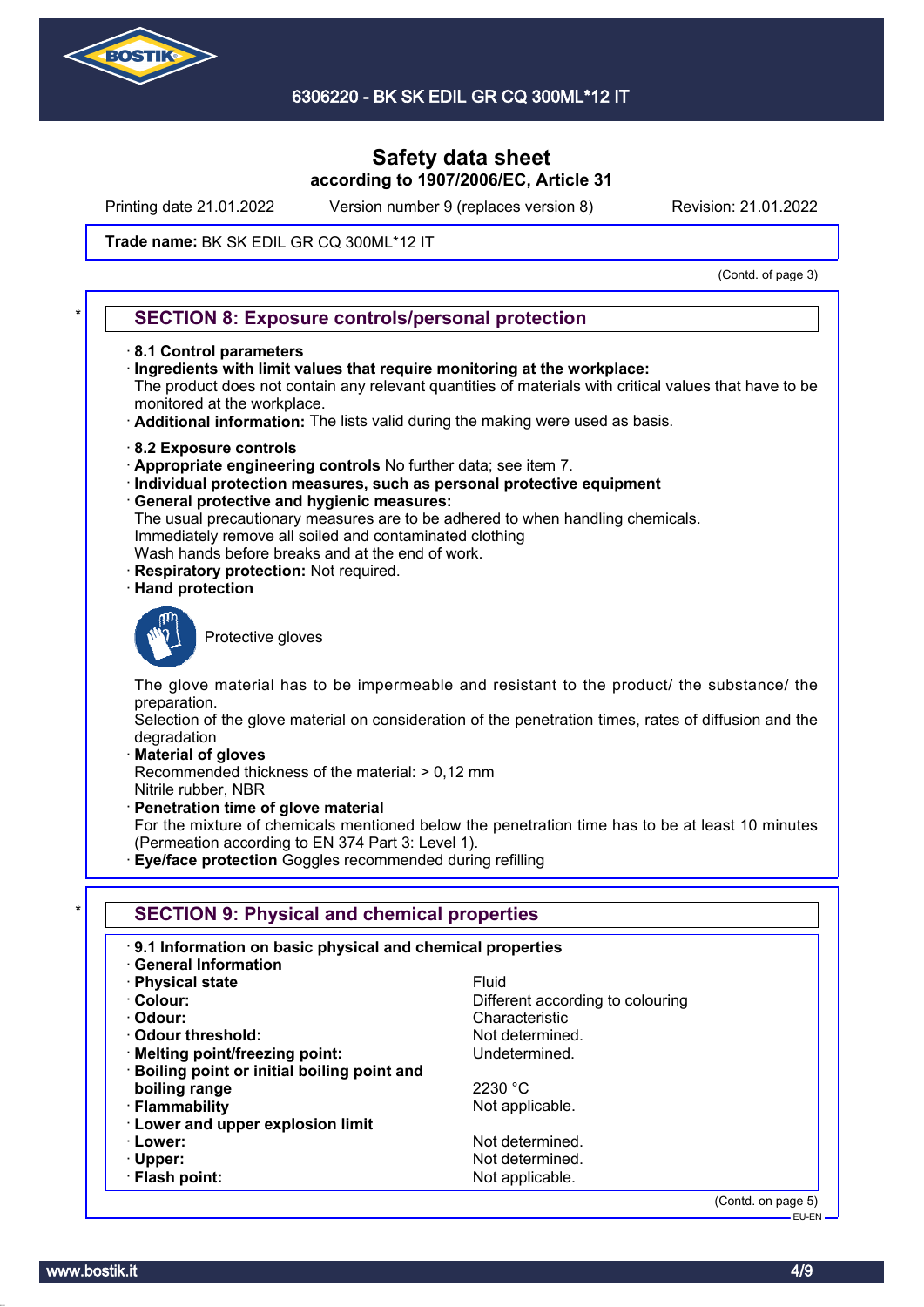Safety data sheet
according to 1907/2006/EC, Article 31

Printing date 21.01.2022 Version number 9 (replaces version 8) Revision: 21.01.2022

**Trade name:** BK SK EDIL GR CQ 300ML*12 IT

(Contd. of page 3)

## SECTION 8: Exposure controls/personal protection

- **8.1 Control parameters**
- **Ingredients with limit values that require monitoring at the workplace:**
  The product does not contain any relevant quantities of materials with critical values that have to be monitored at the workplace.
- **Additional information:** The lists valid during the making were used as basis.

- **8.2 Exposure controls**
- **Appropriate engineering controls** No further data; see item 7.
- **Individual protection measures, such as personal protective equipment**
- **General protective and hygienic measures:**
  The usual precautionary measures are to be adhered to when handling chemicals.
  Immediately remove all soiled and contaminated clothing
  Wash hands before breaks and at the end of work.
- **Respiratory protection:** Not required.
- **Hand protection**

  Protective gloves

  The glove material has to be impermeable and resistant to the product/ the substance/ the preparation.
  Selection of the glove material on consideration of the penetration times, rates of diffusion and the degradation
- **Material of gloves**
  Recommended thickness of the material: > 0,12 mm
  Nitrile rubber, NBR
- **Penetration time of glove material**
  For the mixture of chemicals mentioned below the penetration time has to be at least 10 minutes (Permeation according to EN 374 Part 3: Level 1).
- **Eye/face protection** Goggles recommended during refilling

## SECTION 9: Physical and chemical properties

- **9.1 Information on basic physical and chemical properties**
- **General Information**

| | |
|---|---|
| **Physical state** | Fluid |
| **Colour:** | Different according to colouring |
| **Odour:** | Characteristic |
| **Odour threshold:** | Not determined. |
| **Melting point/freezing point:** | Undetermined. |
| **Boiling point or initial boiling point and boiling range** | 2230 °C |
| **Flammability** | Not applicable. |
| **Lower and upper explosion limit** | |
| **Lower:** | Not determined. |
| **Upper:** | Not determined. |
| **Flash point:** | Not applicable. |

(Contd. on page 5)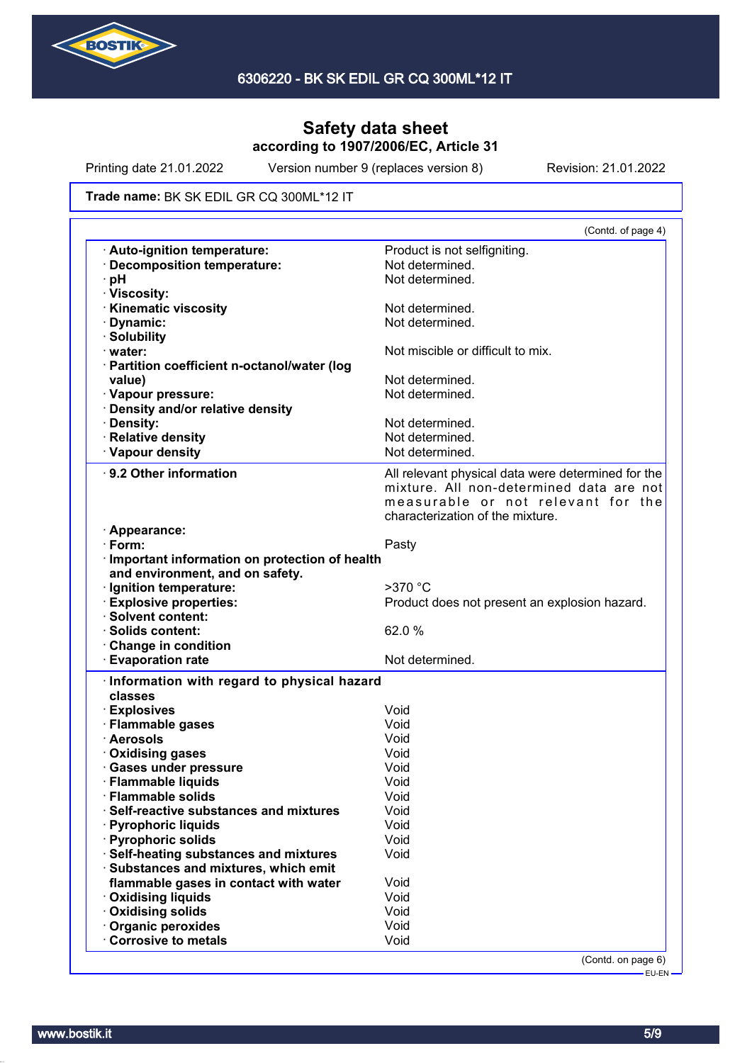# Safety data sheet
according to 1907/2006/EC, Article 31

Printing date 21.01.2022 Version number 9 (replaces version 8) Revision: 21.01.2022

**Trade name:** BK SK EDIL GR CQ 300ML*12 IT

(Contd. of page 4)

| | |
|---|---|
| · **Auto-ignition temperature:** | Product is not selfigniting. |
| · **Decomposition temperature:** | Not determined. |
| · **pH** | Not determined. |
| · **Viscosity:** | |
| · **Kinematic viscosity** | Not determined. |
| · **Dynamic:** | Not determined. |
| · **Solubility** | |
| · **water:** | Not miscible or difficult to mix. |
| · **Partition coefficient n-octanol/water (log value)** | Not determined. |
| · **Vapour pressure:** | Not determined. |
| · **Density and/or relative density** | |
| · **Density:** | Not determined. |
| · **Relative density** | Not determined. |
| · **Vapour density** | Not determined. |

| | |
|---|---|
| · **9.2 Other information** | All relevant physical data were determined for the mixture. All non-determined data are not measurable or not relevant for the characterization of the mixture. |
| · **Appearance:** | |
| · **Form:** | Pasty |
| · **Important information on protection of health and environment, and on safety.** | |
| · **Ignition temperature:** | >370 °C |
| · **Explosive properties:** | Product does not present an explosion hazard. |
| · **Solvent content:** | |
| · **Solids content:** | 62.0 % |
| · **Change in condition** | |
| · **Evaporation rate** | Not determined. |

| | |
|---|---|
| · **Information with regard to physical hazard classes** | |
| · **Explosives** | Void |
| · **Flammable gases** | Void |
| · **Aerosols** | Void |
| · **Oxidising gases** | Void |
| · **Gases under pressure** | Void |
| · **Flammable liquids** | Void |
| · **Flammable solids** | Void |
| · **Self-reactive substances and mixtures** | Void |
| · **Pyrophoric liquids** | Void |
| · **Pyrophoric solids** | Void |
| · **Self-heating substances and mixtures** | Void |
| · **Substances and mixtures, which emit flammable gases in contact with water** | Void |
| · **Oxidising liquids** | Void |
| · **Oxidising solids** | Void |
| · **Organic peroxides** | Void |
| · **Corrosive to metals** | Void |

(Contd. on page 6)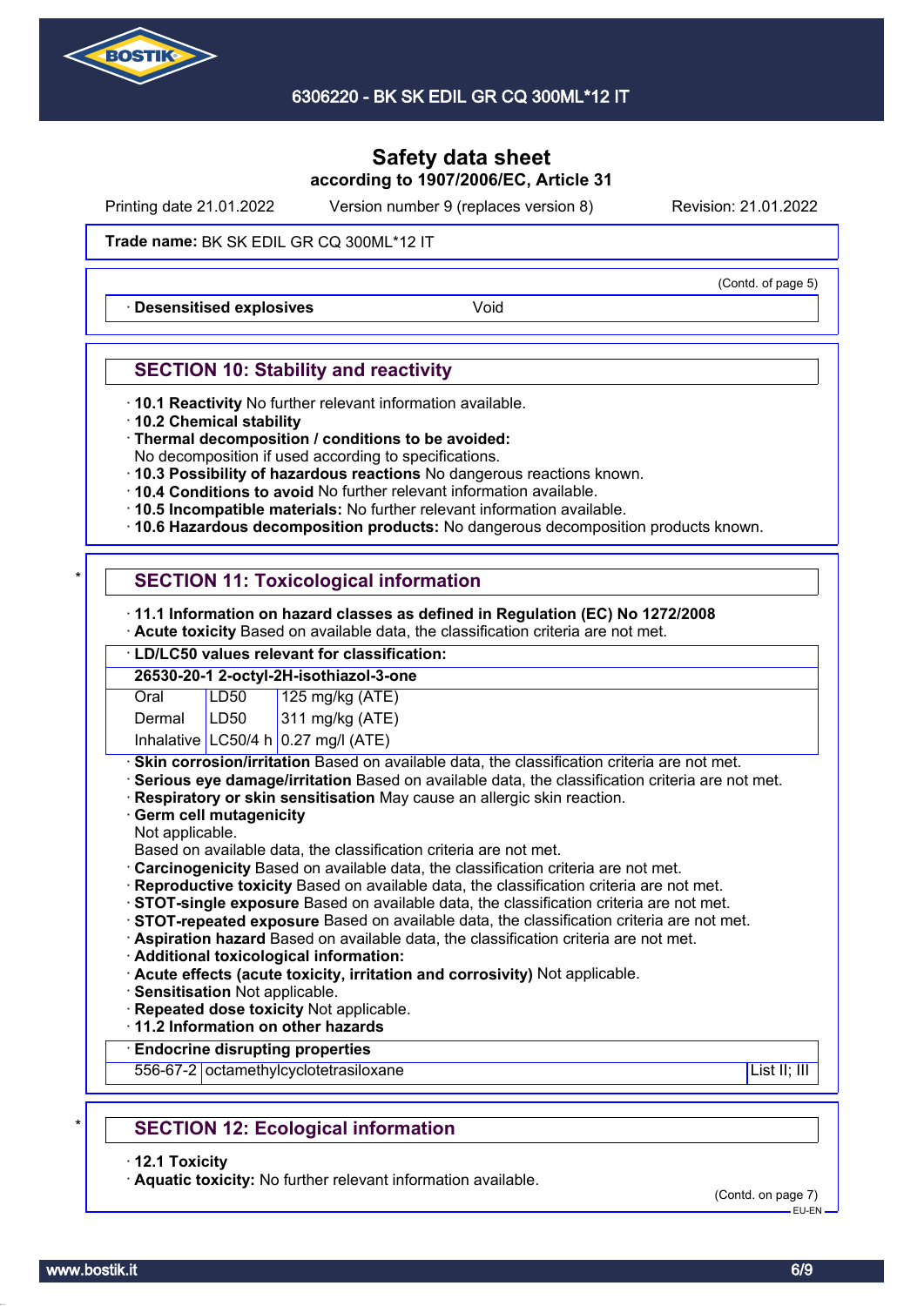Safety data sheet
according to 1907/2006/EC, Article 31

Printing date 21.01.2022 Version number 9 (replaces version 8) Revision: 21.01.2022

**Trade name:** BK SK EDIL GR CQ 300ML*12 IT

(Contd. of page 5)

| · **Desensitised explosives** | Void |
|---|---|

## SECTION 10: Stability and reactivity

· **10.1 Reactivity** No further relevant information available.
· **10.2 Chemical stability**
· **Thermal decomposition / conditions to be avoided:**
No decomposition if used according to specifications.
· **10.3 Possibility of hazardous reactions** No dangerous reactions known.
· **10.4 Conditions to avoid** No further relevant information available.
· **10.5 Incompatible materials:** No further relevant information available.
· **10.6 Hazardous decomposition products:** No dangerous decomposition products known.

## SECTION 11: Toxicological information

· **11.1 Information on hazard classes as defined in Regulation (EC) No 1272/2008**
· **Acute toxicity** Based on available data, the classification criteria are not met.

| · **LD/LC50 values relevant for classification:** | | |
|---|---|---|
| **26530-20-1 2-octyl-2H-isothiazol-3-one** | | |
| Oral | LD50 | 125 mg/kg (ATE) |
| Dermal | LD50 | 311 mg/kg (ATE) |
| Inhalative | LC50/4 h | 0.27 mg/l (ATE) |

· **Skin corrosion/irritation** Based on available data, the classification criteria are not met.
· **Serious eye damage/irritation** Based on available data, the classification criteria are not met.
· **Respiratory or skin sensitisation** May cause an allergic skin reaction.
· **Germ cell mutagenicity**
Not applicable.
Based on available data, the classification criteria are not met.
· **Carcinogenicity** Based on available data, the classification criteria are not met.
· **Reproductive toxicity** Based on available data, the classification criteria are not met.
· **STOT-single exposure** Based on available data, the classification criteria are not met.
· **STOT-repeated exposure** Based on available data, the classification criteria are not met.
· **Aspiration hazard** Based on available data, the classification criteria are not met.
· **Additional toxicological information:**
· **Acute effects (acute toxicity, irritation and corrosivity)** Not applicable.
· **Sensitisation** Not applicable.
· **Repeated dose toxicity** Not applicable.
· **11.2 Information on other hazards**

| · **Endocrine disrupting properties** | | |
|---|---|---|
| 556-67-2 | octamethylcyclotetrasiloxane | List II; III |

## SECTION 12: Ecological information

· **12.1 Toxicity**
· **Aquatic toxicity:** No further relevant information available.

(Contd. on page 7)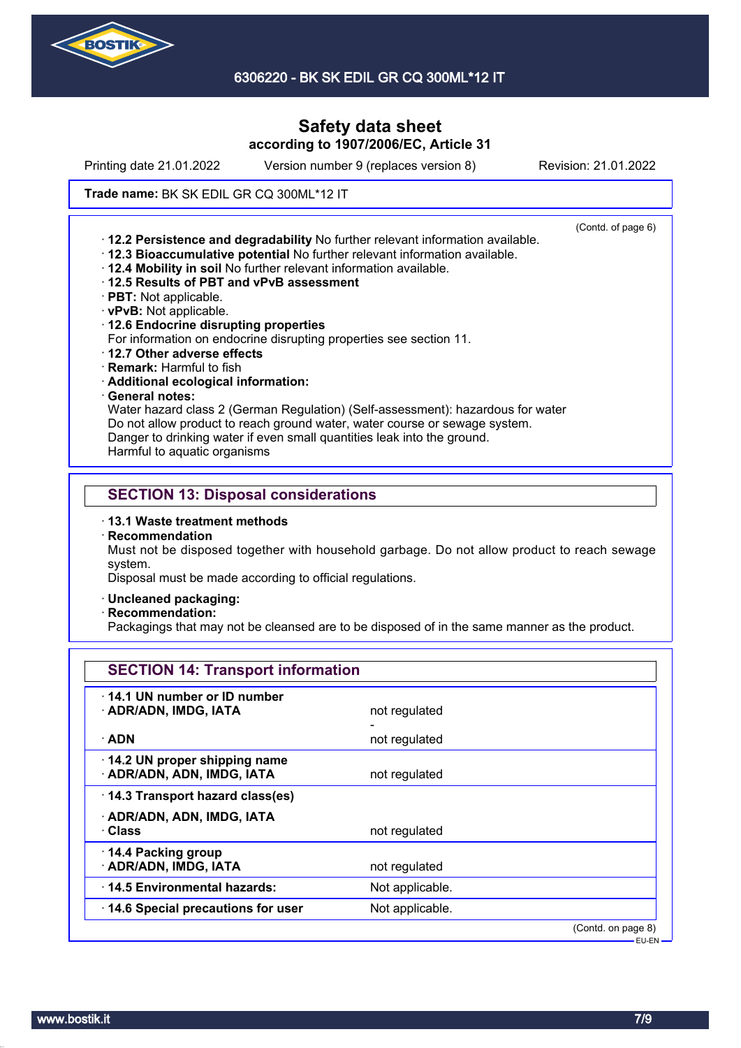Safety data sheet
according to 1907/2006/EC, Article 31

Printing date 21.01.2022 Version number 9 (replaces version 8) Revision: 21.01.2022

**Trade name:** BK SK EDIL GR CQ 300ML*12 IT

(Contd. of page 6)

- **12.2 Persistence and degradability** No further relevant information available.
- **12.3 Bioaccumulative potential** No further relevant information available.
- **12.4 Mobility in soil** No further relevant information available.
- **12.5 Results of PBT and vPvB assessment**
- **PBT:** Not applicable.
- **vPvB:** Not applicable.
- **12.6 Endocrine disrupting properties**
  For information on endocrine disrupting properties see section 11.
- **12.7 Other adverse effects**
- **Remark:** Harmful to fish
- **Additional ecological information:**
- **General notes:**
  Water hazard class 2 (German Regulation) (Self-assessment): hazardous for water
  Do not allow product to reach ground water, water course or sewage system.
  Danger to drinking water if even small quantities leak into the ground.
  Harmful to aquatic organisms

## SECTION 13: Disposal considerations

- **13.1 Waste treatment methods**
- **Recommendation**
  Must not be disposed together with household garbage. Do not allow product to reach sewage system.
  Disposal must be made according to official regulations.
- **Uncleaned packaging:**
- **Recommendation:**
  Packagings that may not be cleansed are to be disposed of in the same manner as the product.

## SECTION 14: Transport information

| | |
|---|---|
| **14.1 UN number or ID number** | |
| **ADR/ADN, IMDG, IATA** | not regulated |
| | - |
| **ADN** | not regulated |
| **14.2 UN proper shipping name** | |
| **ADR/ADN, ADN, IMDG, IATA** | not regulated |
| **14.3 Transport hazard class(es)** | |
| **ADR/ADN, ADN, IMDG, IATA** | |
| **Class** | not regulated |
| **14.4 Packing group** | |
| **ADR/ADN, IMDG, IATA** | not regulated |
| **14.5 Environmental hazards:** | Not applicable. |
| **14.6 Special precautions for user** | Not applicable. |

(Contd. on page 8)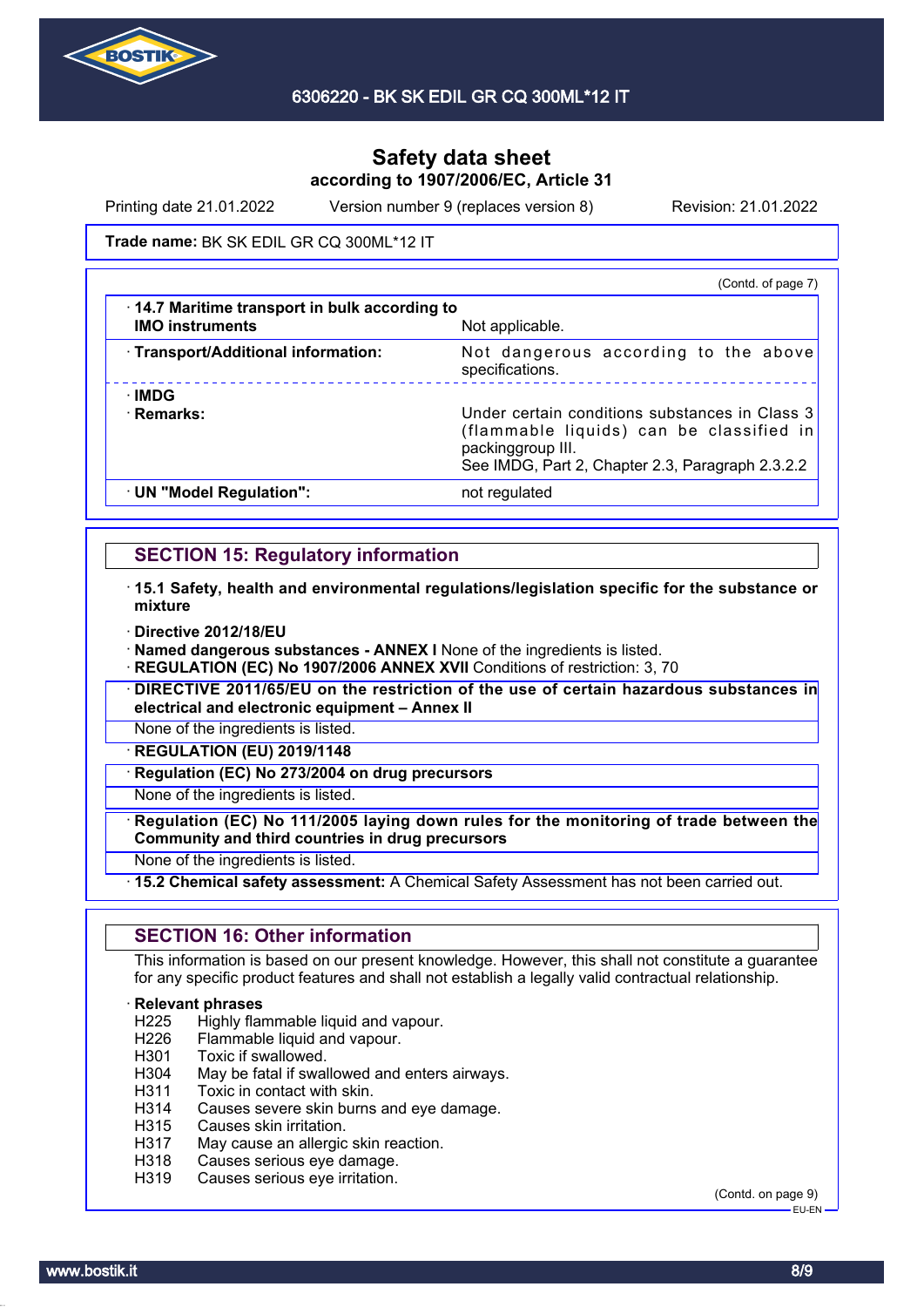**Safety data sheet**
**according to 1907/2006/EC, Article 31**

Printing date 21.01.2022 Version number 9 (replaces version 8) Revision: 21.01.2022

**Trade name:** BK SK EDIL GR CQ 300ML*12 IT

(Contd. of page 7)

| | |
|---|---|
| · **14.7 Maritime transport in bulk according to IMO instruments** | Not applicable. |
| · **Transport/Additional information:** | Not dangerous according to the above specifications. |
| · **IMDG** | |
| · **Remarks:** | Under certain conditions substances in Class 3 (flammable liquids) can be classified in packinggroup III. See IMDG, Part 2, Chapter 2.3, Paragraph 2.3.2.2 |
| · **UN "Model Regulation":** | not regulated |

## SECTION 15: Regulatory information

· **15.1 Safety, health and environmental regulations/legislation specific for the substance or mixture**

· **Directive 2012/18/EU**
· **Named dangerous substances - ANNEX I** None of the ingredients is listed.
· **REGULATION (EC) No 1907/2006 ANNEX XVII** Conditions of restriction: 3, 70
· **DIRECTIVE 2011/65/EU on the restriction of the use of certain hazardous substances in electrical and electronic equipment – Annex II**
None of the ingredients is listed.
· **REGULATION (EU) 2019/1148**
· **Regulation (EC) No 273/2004 on drug precursors**
None of the ingredients is listed.
· **Regulation (EC) No 111/2005 laying down rules for the monitoring of trade between the Community and third countries in drug precursors**
None of the ingredients is listed.
· **15.2 Chemical safety assessment:** A Chemical Safety Assessment has not been carried out.

## SECTION 16: Other information

This information is based on our present knowledge. However, this shall not constitute a guarantee for any specific product features and shall not establish a legally valid contractual relationship.

· **Relevant phrases**
H225 Highly flammable liquid and vapour.
H226 Flammable liquid and vapour.
H301 Toxic if swallowed.
H304 May be fatal if swallowed and enters airways.
H311 Toxic in contact with skin.
H314 Causes severe skin burns and eye damage.
H315 Causes skin irritation.
H317 May cause an allergic skin reaction.
H318 Causes serious eye damage.
H319 Causes serious eye irritation.

(Contd. on page 9)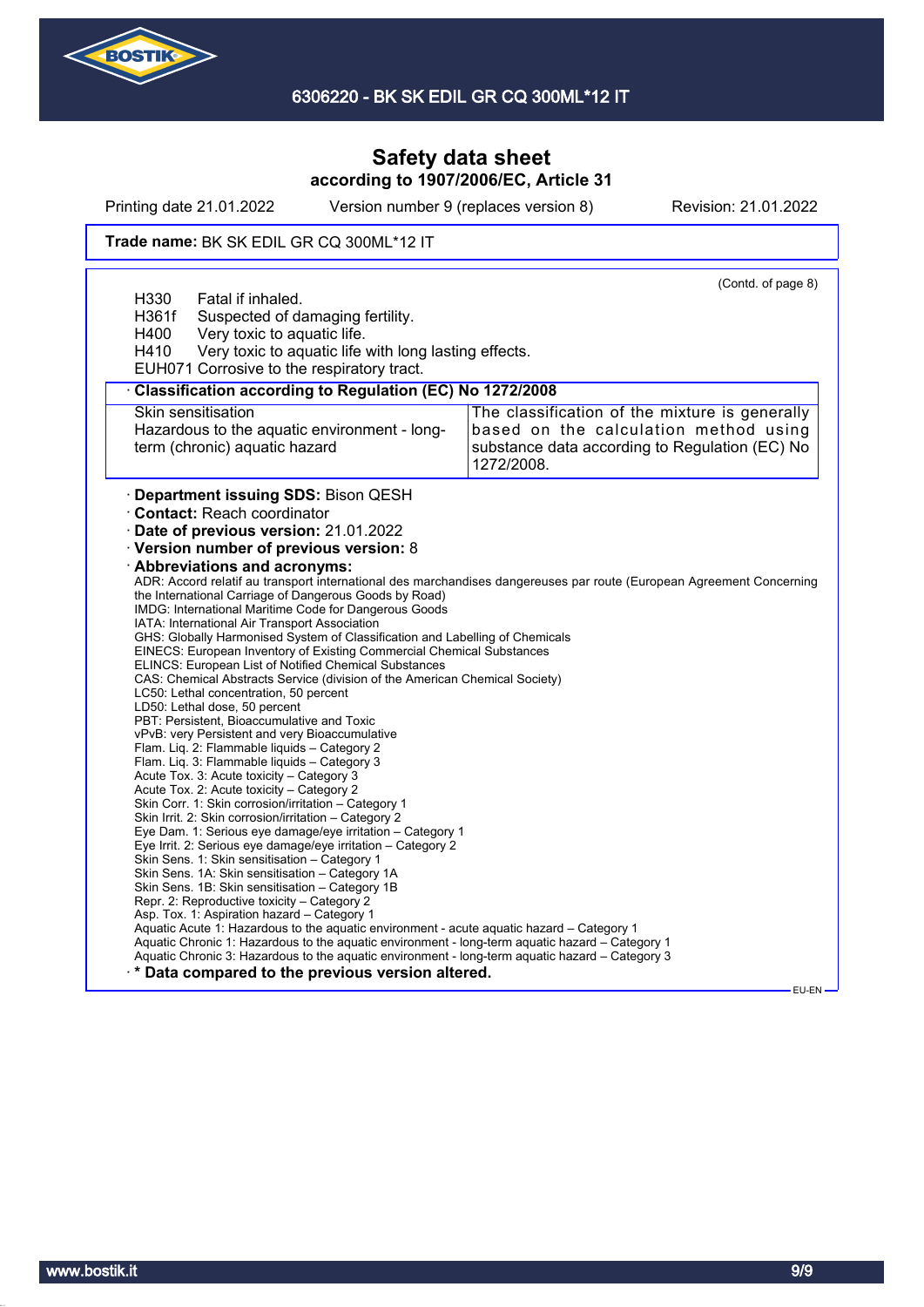# Safety data sheet
## according to 1907/2006/EC, Article 31

Printing date 21.01.2022 Version number 9 (replaces version 8) Revision: 21.01.2022

**Trade name:** BK SK EDIL GR CQ 300ML*12 IT

(Contd. of page 8)

H330 Fatal if inhaled.
H361f Suspected of damaging fertility.
H400 Very toxic to aquatic life.
H410 Very toxic to aquatic life with long lasting effects.
EUH071 Corrosive to the respiratory tract.

· **Classification according to Regulation (EC) No 1272/2008**

| | |
|---|---|
| Skin sensitisation<br>Hazardous to the aquatic environment - long-term (chronic) aquatic hazard | The classification of the mixture is generally based on the calculation method using substance data according to Regulation (EC) No 1272/2008. |

· **Department issuing SDS:** Bison QESH
· **Contact:** Reach coordinator
· **Date of previous version:** 21.01.2022
· **Version number of previous version:** 8
· **Abbreviations and acronyms:**
ADR: Accord relatif au transport international des marchandises dangereuses par route (European Agreement Concerning the International Carriage of Dangerous Goods by Road)
IMDG: International Maritime Code for Dangerous Goods
IATA: International Air Transport Association
GHS: Globally Harmonised System of Classification and Labelling of Chemicals
EINECS: European Inventory of Existing Commercial Chemical Substances
ELINCS: European List of Notified Chemical Substances
CAS: Chemical Abstracts Service (division of the American Chemical Society)
LC50: Lethal concentration, 50 percent
LD50: Lethal dose, 50 percent
PBT: Persistent, Bioaccumulative and Toxic
vPvB: very Persistent and very Bioaccumulative
Flam. Liq. 2: Flammable liquids – Category 2
Flam. Liq. 3: Flammable liquids – Category 3
Acute Tox. 3: Acute toxicity – Category 3
Acute Tox. 2: Acute toxicity – Category 2
Skin Corr. 1: Skin corrosion/irritation – Category 1
Skin Irrit. 2: Skin corrosion/irritation – Category 2
Eye Dam. 1: Serious eye damage/eye irritation – Category 1
Eye Irrit. 2: Serious eye damage/eye irritation – Category 2
Skin Sens. 1: Skin sensitisation – Category 1
Skin Sens. 1A: Skin sensitisation – Category 1A
Skin Sens. 1B: Skin sensitisation – Category 1B
Repr. 2: Reproductive toxicity – Category 2
Asp. Tox. 1: Aspiration hazard – Category 1
Aquatic Acute 1: Hazardous to the aquatic environment - acute aquatic hazard – Category 1
Aquatic Chronic 1: Hazardous to the aquatic environment - long-term aquatic hazard – Category 1
Aquatic Chronic 3: Hazardous to the aquatic environment - long-term aquatic hazard – Category 3

· **\* Data compared to the previous version altered.**

EU-EN